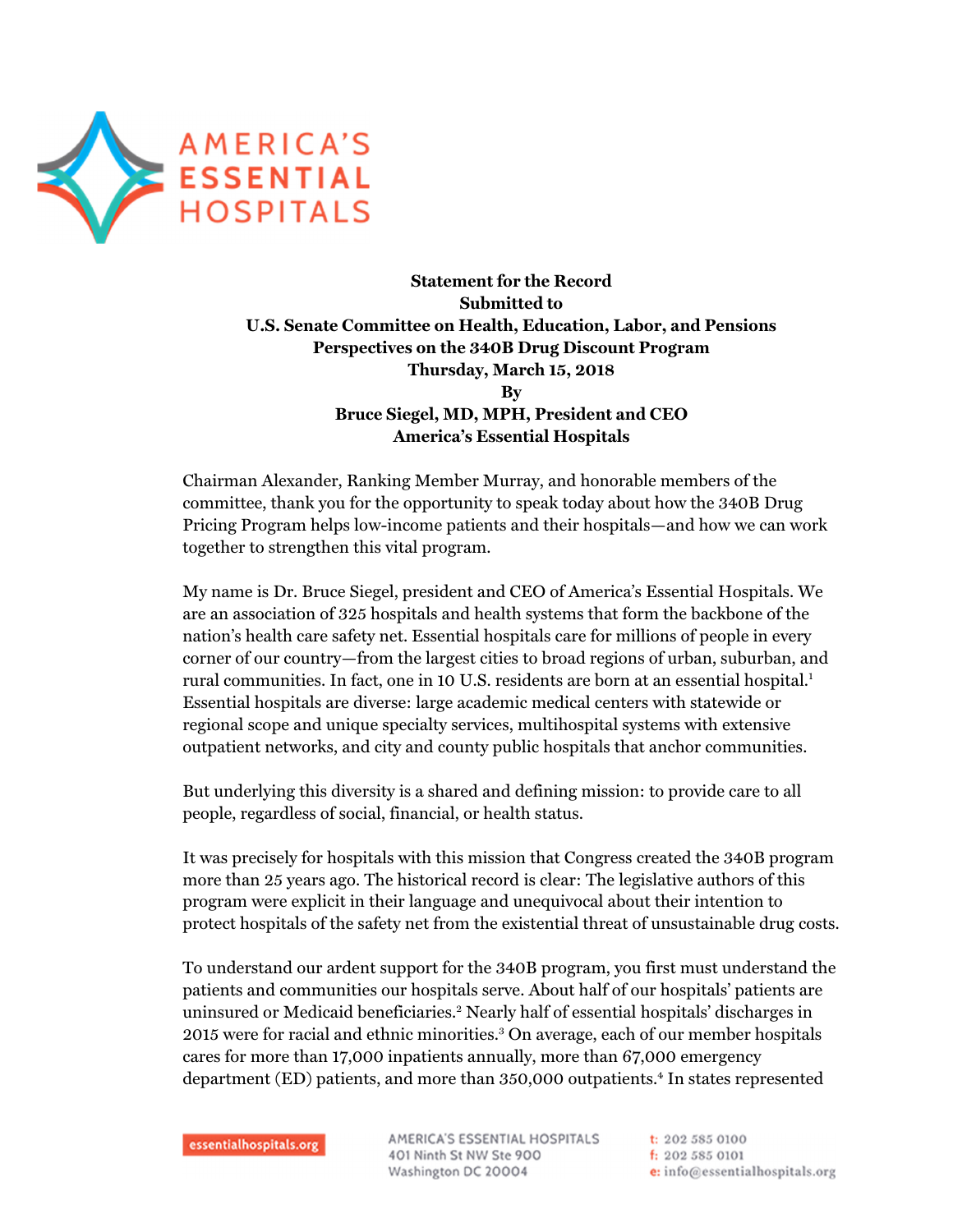**Statement for the Record**
**Submitted to**
**U.S. Senate Committee on Health, Education, Labor, and Pensions**
**Perspectives on the 340B Drug Discount Program**
**Thursday, March 15, 2018**
**By**
**Bruce Siegel, MD, MPH, President and CEO**
**America's Essential Hospitals**

Chairman Alexander, Ranking Member Murray, and honorable members of the committee, thank you for the opportunity to speak today about how the 340B Drug Pricing Program helps low-income patients and their hospitals—and how we can work together to strengthen this vital program.

My name is Dr. Bruce Siegel, president and CEO of America's Essential Hospitals. We are an association of 325 hospitals and health systems that form the backbone of the nation's health care safety net. Essential hospitals care for millions of people in every corner of our country—from the largest cities to broad regions of urban, suburban, and rural communities. In fact, one in 10 U.S. residents are born at an essential hospital.[1] Essential hospitals are diverse: large academic medical centers with statewide or regional scope and unique specialty services, multihospital systems with extensive outpatient networks, and city and county public hospitals that anchor communities.

But underlying this diversity is a shared and defining mission: to provide care to all people, regardless of social, financial, or health status.

It was precisely for hospitals with this mission that Congress created the 340B program more than 25 years ago. The historical record is clear: The legislative authors of this program were explicit in their language and unequivocal about their intention to protect hospitals of the safety net from the existential threat of unsustainable drug costs.

To understand our ardent support for the 340B program, you first must understand the patients and communities our hospitals serve. About half of our hospitals' patients are uninsured or Medicaid beneficiaries.[2] Nearly half of essential hospitals' discharges in 2015 were for racial and ethnic minorities.[3] On average, each of our member hospitals cares for more than 17,000 inpatients annually, more than 67,000 emergency department (ED) patients, and more than 350,000 outpatients.[4] In states represented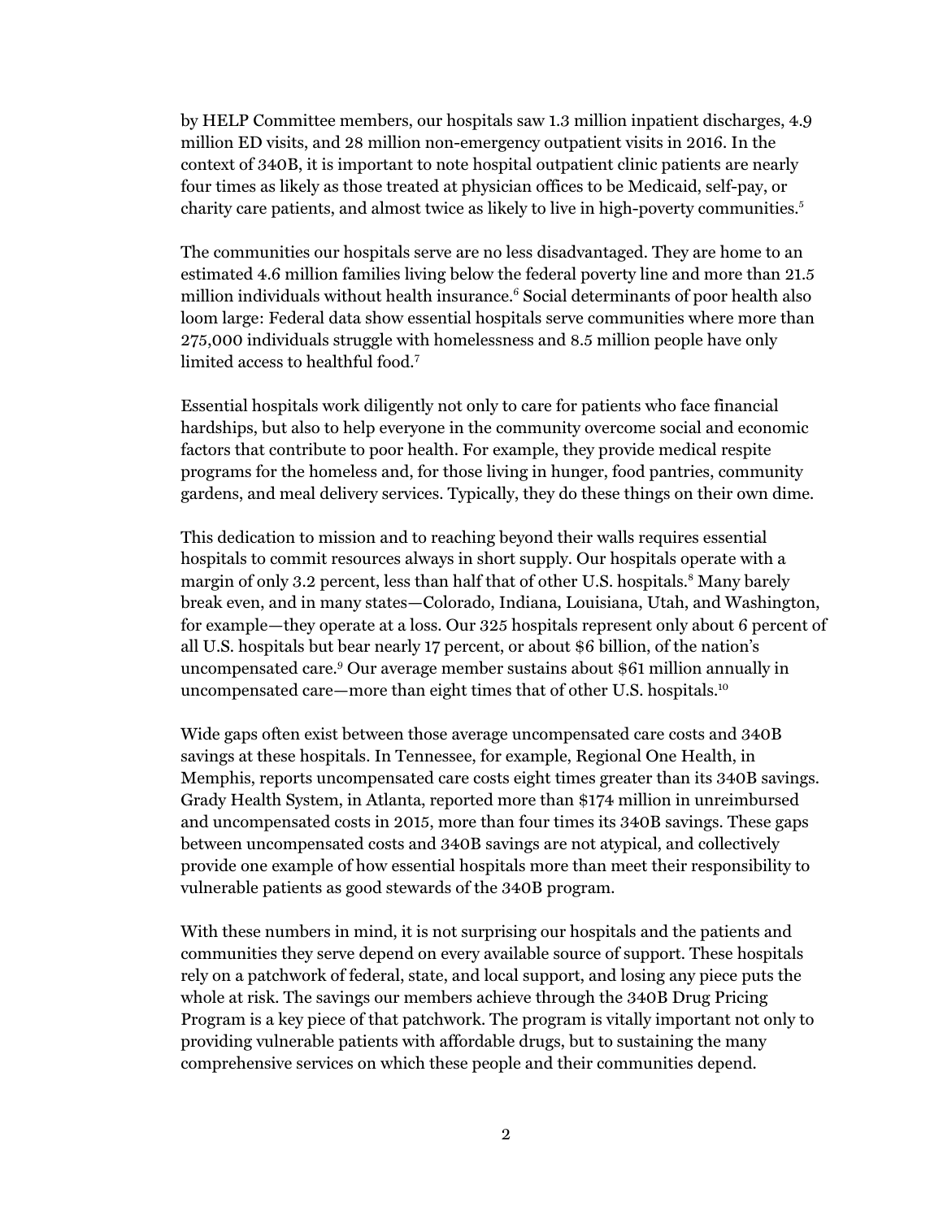by HELP Committee members, our hospitals saw 1.3 million inpatient discharges, 4.9 million ED visits, and 28 million non-emergency outpatient visits in 2016. In the context of 340B, it is important to note hospital outpatient clinic patients are nearly four times as likely as those treated at physician offices to be Medicaid, self-pay, or charity care patients, and almost twice as likely to live in high-poverty communities.[5]

The communities our hospitals serve are no less disadvantaged. They are home to an estimated 4.6 million families living below the federal poverty line and more than 21.5 million individuals without health insurance.[6] Social determinants of poor health also loom large: Federal data show essential hospitals serve communities where more than 275,000 individuals struggle with homelessness and 8.5 million people have only limited access to healthful food.[7]

Essential hospitals work diligently not only to care for patients who face financial hardships, but also to help everyone in the community overcome social and economic factors that contribute to poor health. For example, they provide medical respite programs for the homeless and, for those living in hunger, food pantries, community gardens, and meal delivery services. Typically, they do these things on their own dime.

This dedication to mission and to reaching beyond their walls requires essential hospitals to commit resources always in short supply. Our hospitals operate with a margin of only 3.2 percent, less than half that of other U.S. hospitals.[8] Many barely break even, and in many states—Colorado, Indiana, Louisiana, Utah, and Washington, for example—they operate at a loss. Our 325 hospitals represent only about 6 percent of all U.S. hospitals but bear nearly 17 percent, or about $6 billion, of the nation's uncompensated care.[9] Our average member sustains about $61 million annually in uncompensated care—more than eight times that of other U.S. hospitals.[10]

Wide gaps often exist between those average uncompensated care costs and 340B savings at these hospitals. In Tennessee, for example, Regional One Health, in Memphis, reports uncompensated care costs eight times greater than its 340B savings. Grady Health System, in Atlanta, reported more than $174 million in unreimbursed and uncompensated costs in 2015, more than four times its 340B savings. These gaps between uncompensated costs and 340B savings are not atypical, and collectively provide one example of how essential hospitals more than meet their responsibility to vulnerable patients as good stewards of the 340B program.

With these numbers in mind, it is not surprising our hospitals and the patients and communities they serve depend on every available source of support. These hospitals rely on a patchwork of federal, state, and local support, and losing any piece puts the whole at risk. The savings our members achieve through the 340B Drug Pricing Program is a key piece of that patchwork. The program is vitally important not only to providing vulnerable patients with affordable drugs, but to sustaining the many comprehensive services on which these people and their communities depend.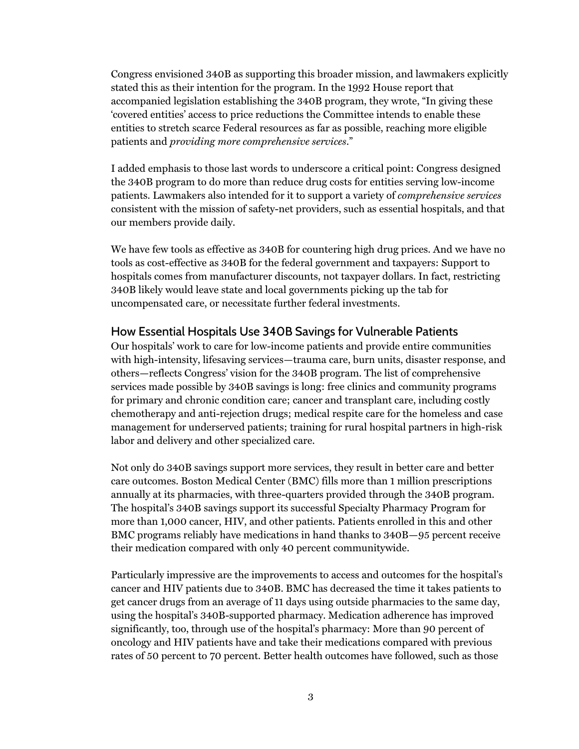Congress envisioned 340B as supporting this broader mission, and lawmakers explicitly stated this as their intention for the program. In the 1992 House report that accompanied legislation establishing the 340B program, they wrote, "In giving these 'covered entities' access to price reductions the Committee intends to enable these entities to stretch scarce Federal resources as far as possible, reaching more eligible patients and *providing more comprehensive services*."

I added emphasis to those last words to underscore a critical point: Congress designed the 340B program to do more than reduce drug costs for entities serving low-income patients. Lawmakers also intended for it to support a variety of *comprehensive services* consistent with the mission of safety-net providers, such as essential hospitals, and that our members provide daily.

We have few tools as effective as 340B for countering high drug prices. And we have no tools as cost-effective as 340B for the federal government and taxpayers: Support to hospitals comes from manufacturer discounts, not taxpayer dollars. In fact, restricting 340B likely would leave state and local governments picking up the tab for uncompensated care, or necessitate further federal investments.

## How Essential Hospitals Use 340B Savings for Vulnerable Patients

Our hospitals' work to care for low-income patients and provide entire communities with high-intensity, lifesaving services—trauma care, burn units, disaster response, and others—reflects Congress' vision for the 340B program. The list of comprehensive services made possible by 340B savings is long: free clinics and community programs for primary and chronic condition care; cancer and transplant care, including costly chemotherapy and anti-rejection drugs; medical respite care for the homeless and case management for underserved patients; training for rural hospital partners in high-risk labor and delivery and other specialized care.

Not only do 340B savings support more services, they result in better care and better care outcomes. Boston Medical Center (BMC) fills more than 1 million prescriptions annually at its pharmacies, with three-quarters provided through the 340B program. The hospital's 340B savings support its successful Specialty Pharmacy Program for more than 1,000 cancer, HIV, and other patients. Patients enrolled in this and other BMC programs reliably have medications in hand thanks to 340B—95 percent receive their medication compared with only 40 percent communitywide.

Particularly impressive are the improvements to access and outcomes for the hospital's cancer and HIV patients due to 340B. BMC has decreased the time it takes patients to get cancer drugs from an average of 11 days using outside pharmacies to the same day, using the hospital's 340B-supported pharmacy. Medication adherence has improved significantly, too, through use of the hospital's pharmacy: More than 90 percent of oncology and HIV patients have and take their medications compared with previous rates of 50 percent to 70 percent. Better health outcomes have followed, such as those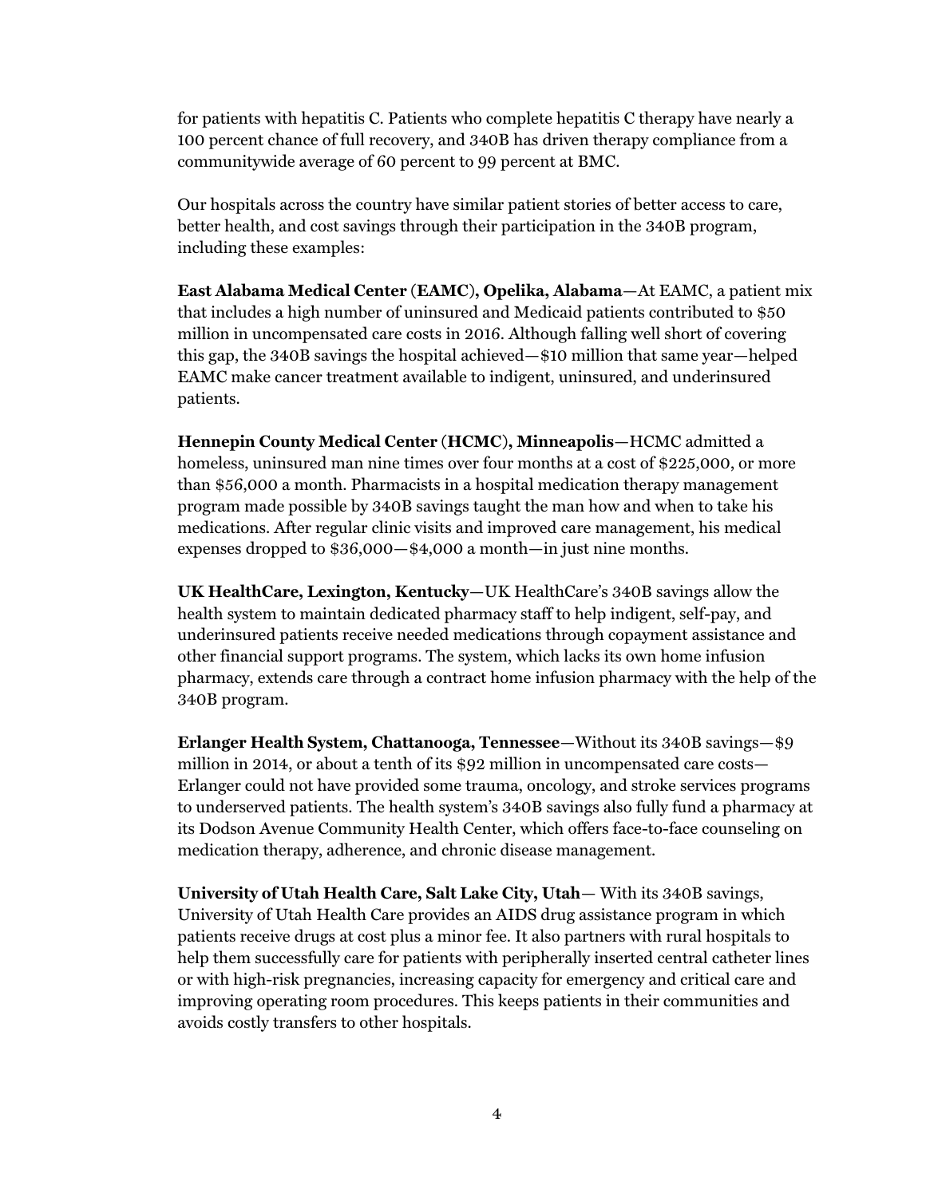for patients with hepatitis C. Patients who complete hepatitis C therapy have nearly a 100 percent chance of full recovery, and 340B has driven therapy compliance from a communitywide average of 60 percent to 99 percent at BMC.

Our hospitals across the country have similar patient stories of better access to care, better health, and cost savings through their participation in the 340B program, including these examples:

**East Alabama Medical Center (EAMC), Opelika, Alabama**—At EAMC, a patient mix that includes a high number of uninsured and Medicaid patients contributed to $50 million in uncompensated care costs in 2016. Although falling well short of covering this gap, the 340B savings the hospital achieved—$10 million that same year—helped EAMC make cancer treatment available to indigent, uninsured, and underinsured patients.

**Hennepin County Medical Center (HCMC), Minneapolis**—HCMC admitted a homeless, uninsured man nine times over four months at a cost of $225,000, or more than $56,000 a month. Pharmacists in a hospital medication therapy management program made possible by 340B savings taught the man how and when to take his medications. After regular clinic visits and improved care management, his medical expenses dropped to $36,000—$4,000 a month—in just nine months.

**UK HealthCare, Lexington, Kentucky**—UK HealthCare's 340B savings allow the health system to maintain dedicated pharmacy staff to help indigent, self-pay, and underinsured patients receive needed medications through copayment assistance and other financial support programs. The system, which lacks its own home infusion pharmacy, extends care through a contract home infusion pharmacy with the help of the 340B program.

**Erlanger Health System, Chattanooga, Tennessee**—Without its 340B savings—$9 million in 2014, or about a tenth of its $92 million in uncompensated care costs—Erlanger could not have provided some trauma, oncology, and stroke services programs to underserved patients. The health system's 340B savings also fully fund a pharmacy at its Dodson Avenue Community Health Center, which offers face-to-face counseling on medication therapy, adherence, and chronic disease management.

**University of Utah Health Care, Salt Lake City, Utah**— With its 340B savings, University of Utah Health Care provides an AIDS drug assistance program in which patients receive drugs at cost plus a minor fee. It also partners with rural hospitals to help them successfully care for patients with peripherally inserted central catheter lines or with high-risk pregnancies, increasing capacity for emergency and critical care and improving operating room procedures. This keeps patients in their communities and avoids costly transfers to other hospitals.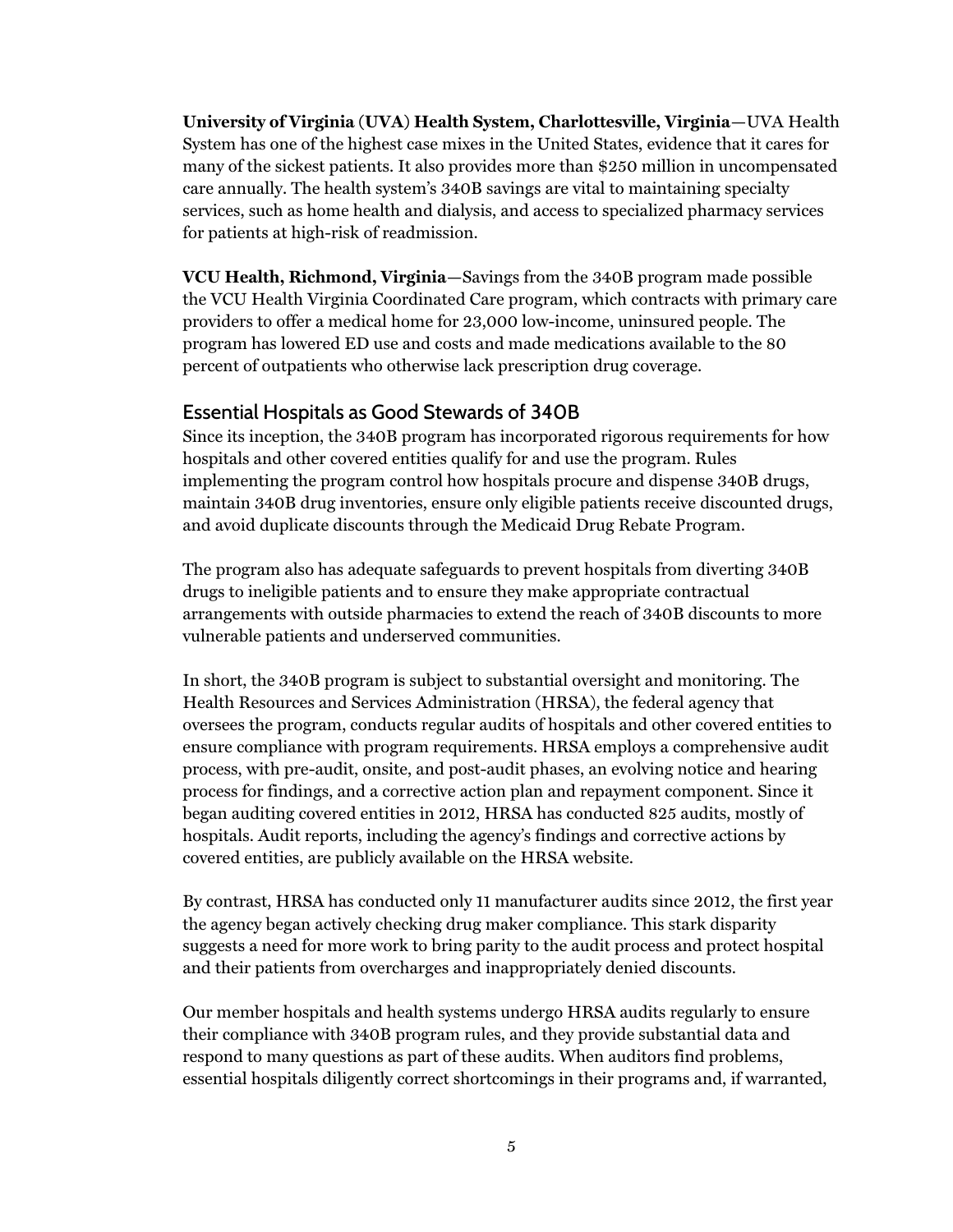**University of Virginia (UVA) Health System, Charlottesville, Virginia**—UVA Health System has one of the highest case mixes in the United States, evidence that it cares for many of the sickest patients. It also provides more than $250 million in uncompensated care annually. The health system's 340B savings are vital to maintaining specialty services, such as home health and dialysis, and access to specialized pharmacy services for patients at high-risk of readmission.

**VCU Health, Richmond, Virginia**—Savings from the 340B program made possible the VCU Health Virginia Coordinated Care program, which contracts with primary care providers to offer a medical home for 23,000 low-income, uninsured people. The program has lowered ED use and costs and made medications available to the 80 percent of outpatients who otherwise lack prescription drug coverage.

## Essential Hospitals as Good Stewards of 340B

Since its inception, the 340B program has incorporated rigorous requirements for how hospitals and other covered entities qualify for and use the program. Rules implementing the program control how hospitals procure and dispense 340B drugs, maintain 340B drug inventories, ensure only eligible patients receive discounted drugs, and avoid duplicate discounts through the Medicaid Drug Rebate Program.

The program also has adequate safeguards to prevent hospitals from diverting 340B drugs to ineligible patients and to ensure they make appropriate contractual arrangements with outside pharmacies to extend the reach of 340B discounts to more vulnerable patients and underserved communities.

In short, the 340B program is subject to substantial oversight and monitoring. The Health Resources and Services Administration (HRSA), the federal agency that oversees the program, conducts regular audits of hospitals and other covered entities to ensure compliance with program requirements. HRSA employs a comprehensive audit process, with pre-audit, onsite, and post-audit phases, an evolving notice and hearing process for findings, and a corrective action plan and repayment component. Since it began auditing covered entities in 2012, HRSA has conducted 825 audits, mostly of hospitals. Audit reports, including the agency's findings and corrective actions by covered entities, are publicly available on the HRSA website.

By contrast, HRSA has conducted only 11 manufacturer audits since 2012, the first year the agency began actively checking drug maker compliance. This stark disparity suggests a need for more work to bring parity to the audit process and protect hospital and their patients from overcharges and inappropriately denied discounts.

Our member hospitals and health systems undergo HRSA audits regularly to ensure their compliance with 340B program rules, and they provide substantial data and respond to many questions as part of these audits. When auditors find problems, essential hospitals diligently correct shortcomings in their programs and, if warranted,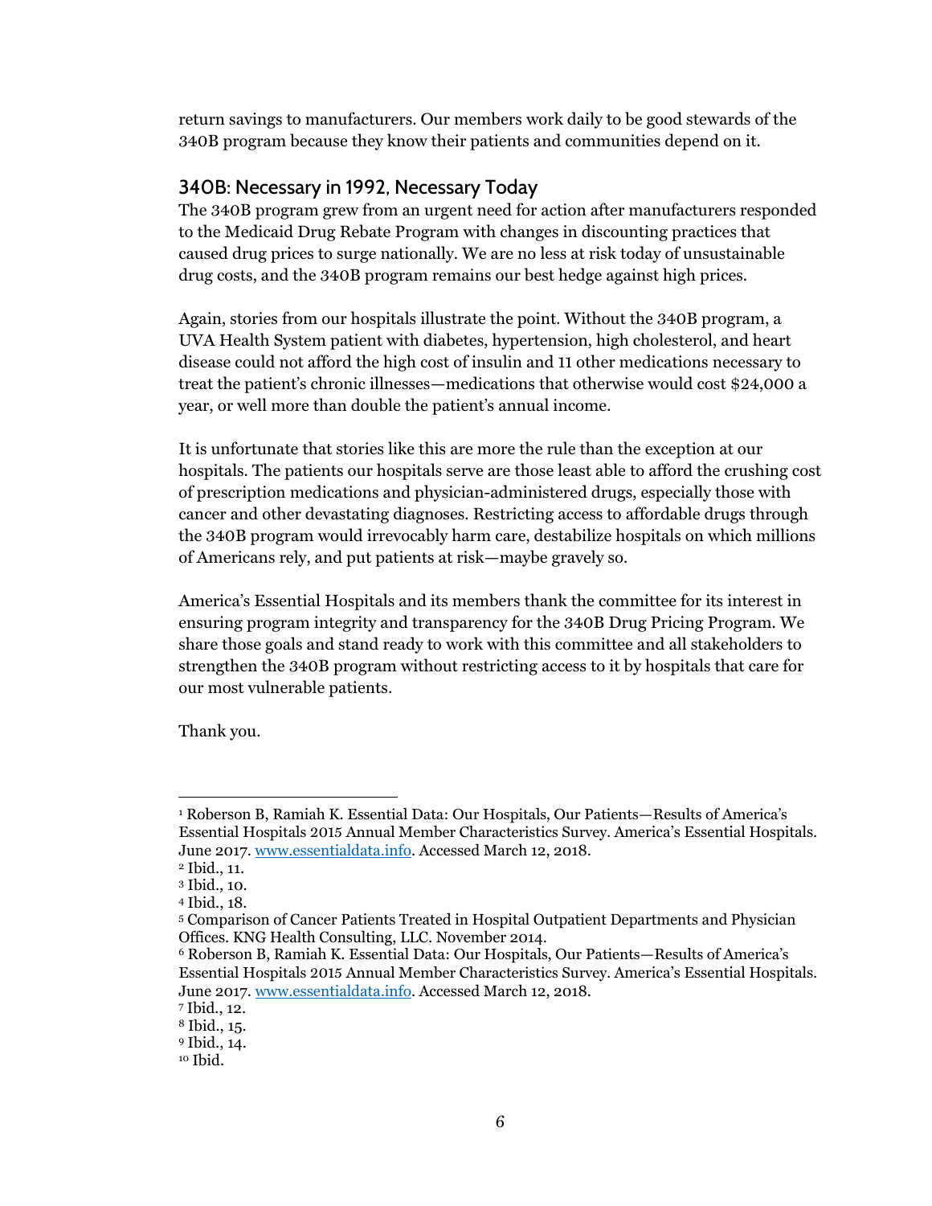return savings to manufacturers. Our members work daily to be good stewards of the 340B program because they know their patients and communities depend on it.

## 340B: Necessary in 1992, Necessary Today

The 340B program grew from an urgent need for action after manufacturers responded to the Medicaid Drug Rebate Program with changes in discounting practices that caused drug prices to surge nationally. We are no less at risk today of unsustainable drug costs, and the 340B program remains our best hedge against high prices.

Again, stories from our hospitals illustrate the point. Without the 340B program, a UVA Health System patient with diabetes, hypertension, high cholesterol, and heart disease could not afford the high cost of insulin and 11 other medications necessary to treat the patient's chronic illnesses—medications that otherwise would cost $24,000 a year, or well more than double the patient's annual income.

It is unfortunate that stories like this are more the rule than the exception at our hospitals. The patients our hospitals serve are those least able to afford the crushing cost of prescription medications and physician-administered drugs, especially those with cancer and other devastating diagnoses. Restricting access to affordable drugs through the 340B program would irrevocably harm care, destabilize hospitals on which millions of Americans rely, and put patients at risk—maybe gravely so.

America's Essential Hospitals and its members thank the committee for its interest in ensuring program integrity and transparency for the 340B Drug Pricing Program. We share those goals and stand ready to work with this committee and all stakeholders to strengthen the 340B program without restricting access to it by hospitals that care for our most vulnerable patients.

Thank you.

---

[1] Roberson B, Ramiah K. Essential Data: Our Hospitals, Our Patients—Results of America's Essential Hospitals 2015 Annual Member Characteristics Survey. America's Essential Hospitals. June 2017. www.essentialdata.info. Accessed March 12, 2018.

[2] Ibid., 11.

[3] Ibid., 10.

[4] Ibid., 18.

[5] Comparison of Cancer Patients Treated in Hospital Outpatient Departments and Physician Offices. KNG Health Consulting, LLC. November 2014.

[6] Roberson B, Ramiah K. Essential Data: Our Hospitals, Our Patients—Results of America's Essential Hospitals 2015 Annual Member Characteristics Survey. America's Essential Hospitals. June 2017. www.essentialdata.info. Accessed March 12, 2018.

[7] Ibid., 12.

[8] Ibid., 15.

[9] Ibid., 14.

[10] Ibid.